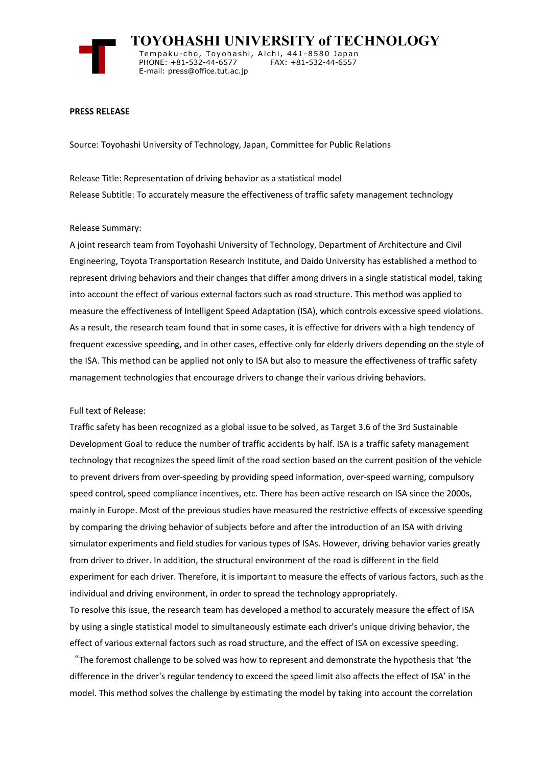# TOYOHASHI UNIVERSITY of TECHNOLOGY

Tempaku-cho, Toyohashi, Aichi, 441-8580 Japan
PHONE: +81-532-44-6577 FAX: +81-532-44-6557
E-mail: press@office.tut.ac.jp

**PRESS RELEASE**

Source: Toyohashi University of Technology, Japan, Committee for Public Relations

Release Title: Representation of driving behavior as a statistical model
Release Subtitle: To accurately measure the effectiveness of traffic safety management technology

Release Summary:
A joint research team from Toyohashi University of Technology, Department of Architecture and Civil Engineering, Toyota Transportation Research Institute, and Daido University has established a method to represent driving behaviors and their changes that differ among drivers in a single statistical model, taking into account the effect of various external factors such as road structure. This method was applied to measure the effectiveness of Intelligent Speed Adaptation (ISA), which controls excessive speed violations. As a result, the research team found that in some cases, it is effective for drivers with a high tendency of frequent excessive speeding, and in other cases, effective only for elderly drivers depending on the style of the ISA. This method can be applied not only to ISA but also to measure the effectiveness of traffic safety management technologies that encourage drivers to change their various driving behaviors.

Full text of Release:
Traffic safety has been recognized as a global issue to be solved, as Target 3.6 of the 3rd Sustainable Development Goal to reduce the number of traffic accidents by half. ISA is a traffic safety management technology that recognizes the speed limit of the road section based on the current position of the vehicle to prevent drivers from over-speeding by providing speed information, over-speed warning, compulsory speed control, speed compliance incentives, etc. There has been active research on ISA since the 2000s, mainly in Europe. Most of the previous studies have measured the restrictive effects of excessive speeding by comparing the driving behavior of subjects before and after the introduction of an ISA with driving simulator experiments and field studies for various types of ISAs. However, driving behavior varies greatly from driver to driver. In addition, the structural environment of the road is different in the field experiment for each driver. Therefore, it is important to measure the effects of various factors, such as the individual and driving environment, in order to spread the technology appropriately.
To resolve this issue, the research team has developed a method to accurately measure the effect of ISA by using a single statistical model to simultaneously estimate each driver's unique driving behavior, the effect of various external factors such as road structure, and the effect of ISA on excessive speeding.
"The foremost challenge to be solved was how to represent and demonstrate the hypothesis that 'the difference in the driver's regular tendency to exceed the speed limit also affects the effect of ISA' in the model. This method solves the challenge by estimating the model by taking into account the correlation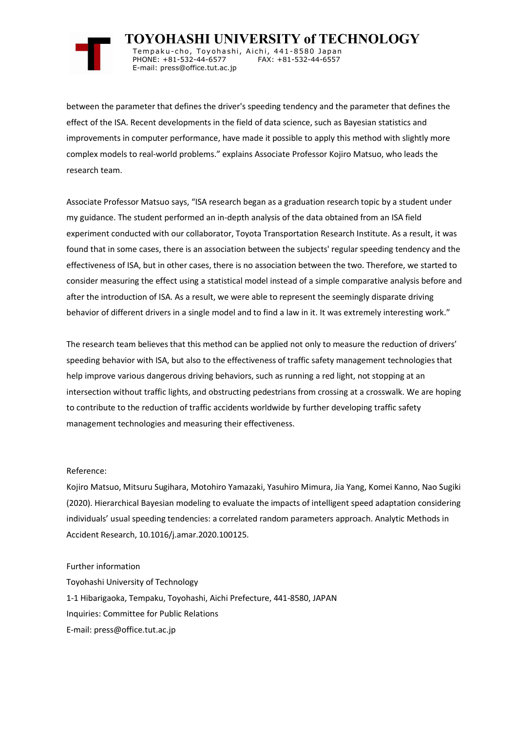between the parameter that defines the driver's speeding tendency and the parameter that defines the effect of the ISA. Recent developments in the field of data science, such as Bayesian statistics and improvements in computer performance, have made it possible to apply this method with slightly more complex models to real-world problems." explains Associate Professor Kojiro Matsuo, who leads the research team.

Associate Professor Matsuo says, "ISA research began as a graduation research topic by a student under my guidance. The student performed an in-depth analysis of the data obtained from an ISA field experiment conducted with our collaborator, Toyota Transportation Research Institute. As a result, it was found that in some cases, there is an association between the subjects' regular speeding tendency and the effectiveness of ISA, but in other cases, there is no association between the two. Therefore, we started to consider measuring the effect using a statistical model instead of a simple comparative analysis before and after the introduction of ISA. As a result, we were able to represent the seemingly disparate driving behavior of different drivers in a single model and to find a law in it. It was extremely interesting work."

The research team believes that this method can be applied not only to measure the reduction of drivers' speeding behavior with ISA, but also to the effectiveness of traffic safety management technologies that help improve various dangerous driving behaviors, such as running a red light, not stopping at an intersection without traffic lights, and obstructing pedestrians from crossing at a crosswalk. We are hoping to contribute to the reduction of traffic accidents worldwide by further developing traffic safety management technologies and measuring their effectiveness.

Reference:
Kojiro Matsuo, Mitsuru Sugihara, Motohiro Yamazaki, Yasuhiro Mimura, Jia Yang, Komei Kanno, Nao Sugiki (2020). Hierarchical Bayesian modeling to evaluate the impacts of intelligent speed adaptation considering individuals' usual speeding tendencies: a correlated random parameters approach. Analytic Methods in Accident Research, 10.1016/j.amar.2020.100125.

Further information
Toyohashi University of Technology
1-1 Hibarigaoka, Tempaku, Toyohashi, Aichi Prefecture, 441-8580, JAPAN
Inquiries: Committee for Public Relations
E-mail: press@office.tut.ac.jp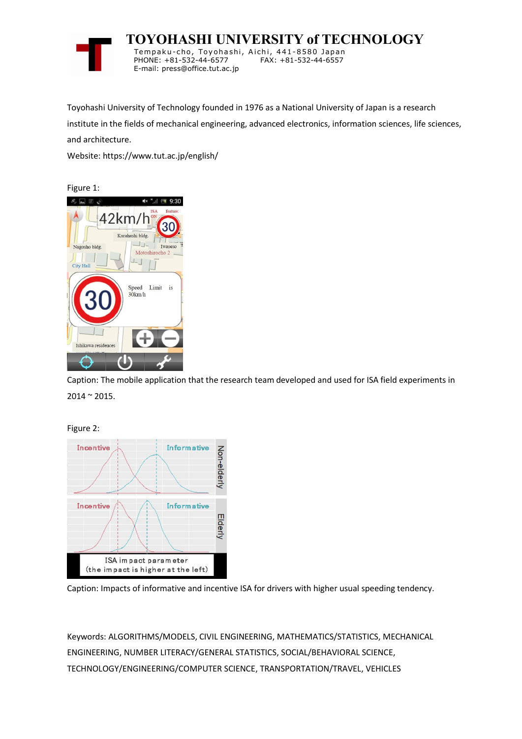# TOYOHASHI UNIVERSITY of TECHNOLOGY

Tempaku-cho, Toyohashi, Aichi, 441-8580 Japan
PHONE: +81-532-44-6577 FAX: +81-532-44-6557
E-mail: press@office.tut.ac.jp

Toyohashi University of Technology founded in 1976 as a National University of Japan is a research institute in the fields of mechanical engineering, advanced electronics, information sciences, life sciences, and architecture.

Website: https://www.tut.ac.jp/english/

Figure 1:

Caption: The mobile application that the research team developed and used for ISA field experiments in 2014 ~ 2015.

Figure 2:

Incentive
Informative
Non-elderly
Incentive
Informative
Elderly
ISA impact parameter
(the impact is higher at the left)

Caption: Impacts of informative and incentive ISA for drivers with higher usual speeding tendency.

Keywords: ALGORITHMS/MODELS, CIVIL ENGINEERING, MATHEMATICS/STATISTICS, MECHANICAL ENGINEERING, NUMBER LITERACY/GENERAL STATISTICS, SOCIAL/BEHAVIORAL SCIENCE, TECHNOLOGY/ENGINEERING/COMPUTER SCIENCE, TRANSPORTATION/TRAVEL, VEHICLES